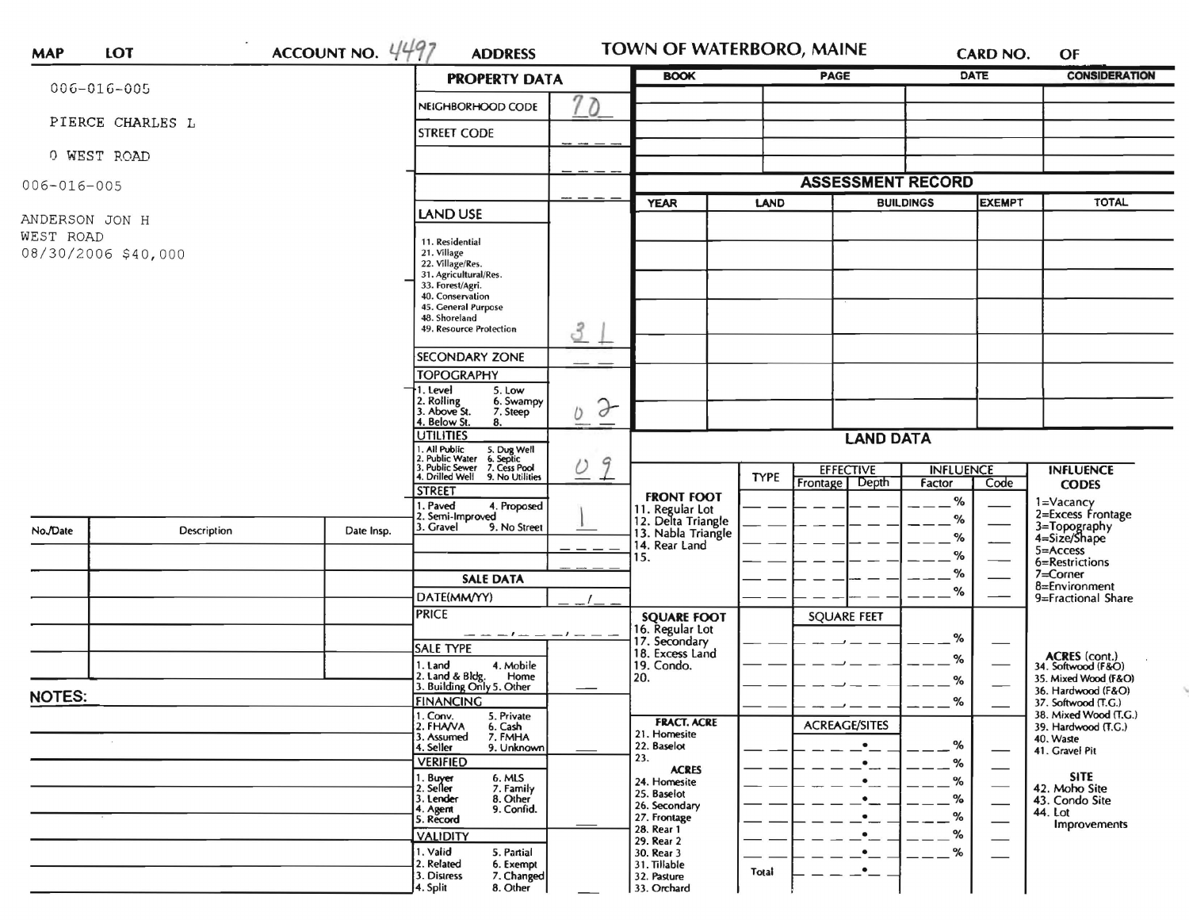MAP LOT ACCOUNT NO. 4497 ADDRESS TOWN OF WATERBORO, MAINE CARD NO. OF

006-016-005

PIERCE CHARLES L

0 WEST ROAD

006-016-005

ANDERSON JON H
WEST ROAD
08/30/2006 $40,000

## PROPERTY DATA

| | |
|---|---|
| NEIGHBORHOOD CODE | 70 |
| STREET CODE | |
| | |
| | |

**LAND USE**

11. Residential
21. Village
22. Village/Res.
31. Agricultural/Res.
33. Forest/Agri.
40. Conservation
45. General Purpose
48. Shoreland
49. Resource Protection

Land Use: 31

**SECONDARY ZONE**

**TOPOGRAPHY**

1. Level 5. Low
2. Rolling 6. Swampy
3. Above St. 7. Steep
4. Below St. 8.

Topography: 0 2

**UTILITIES**

1. All Public 5. Dug Well
2. Public Water 6. Septic
3. Public Sewer 7. Cess Pool
4. Drilled Well 9. No Utilities

Utilities: 0 9

**STREET**

1. Paved 4. Proposed
2. Semi-Improved
3. Gravel 9. No Street

Street: 1

**SALE DATA**

DATE(MM/YY)

PRICE

**SALE TYPE**

1. Land 4. Mobile Home
2. Land & Bldg.
3. Building Only 5. Other

**FINANCING**

1. Conv. 5. Private
2. FHA/VA 6. Cash
3. Assumed 7. FMHA
4. Seller 9. Unknown

**VERIFIED**

1. Buyer 6. MLS
2. Seller 7. Family
3. Lender 8. Other
4. Agent 9. Confid.
5. Record

**VALIDITY**

1. Valid 5. Partial
2. Related 6. Exempt
3. Distress 7. Changed
4. Split 8. Other

| BOOK | PAGE | DATE | CONSIDERATION |
|---|---|---|---|
| | | | |
| | | | |
| | | | |
| | | | |

## ASSESSMENT RECORD

| YEAR | LAND | BUILDINGS | EXEMPT | TOTAL |
|---|---|---|---|---|
| | | | | |
| | | | | |
| | | | | |
| | | | | |
| | | | | |
| | | | | |
| | | | | |

## LAND DATA

| | TYPE | EFFECTIVE Frontage | EFFECTIVE Depth | INFLUENCE Factor | INFLUENCE Code |
|---|---|---|---|---|---|
| **FRONT FOOT** 11. Regular Lot 12. Delta Triangle 13. Nabla Triangle 14. Rear Land 15. | | | | % | |
| **SQUARE FOOT** 16. Regular Lot 17. Secondary 18. Excess Land 19. Condo. 20. | | SQUARE FEET | | % | |
| **FRACT. ACRE** 21. Homesite 22. Baselot 23. **ACRES** 24. Homesite 25. Baselot 26. Secondary 27. Frontage 28. Rear 1 29. Rear 2 30. Rear 3 31. Tillable 32. Pasture 33. Orchard | | ACREAGE/SITES | | % | |
| | Total | | | | |

**INFLUENCE CODES**

1=Vacancy
2=Excess Frontage
3=Topography
4=Size/Shape
5=Access
6=Restrictions
7=Corner
8=Environment
9=Fractional Share

**ACRES (cont.)**

34. Softwood (F&O)
35. Mixed Wood (F&O)
36. Hardwood (F&O)
37. Softwood (T.G.)
38. Mixed Wood (T.G.)
39. Hardwood (T.G.)
40. Waste
41. Gravel Pit

**SITE**

42. Moho Site
43. Condo Site
44. Lot Improvements

| No./Date | Description | Date Insp. |
|---|---|---|
| | | |
| | | |
| | | |
| | | |
| | | |

**NOTES:**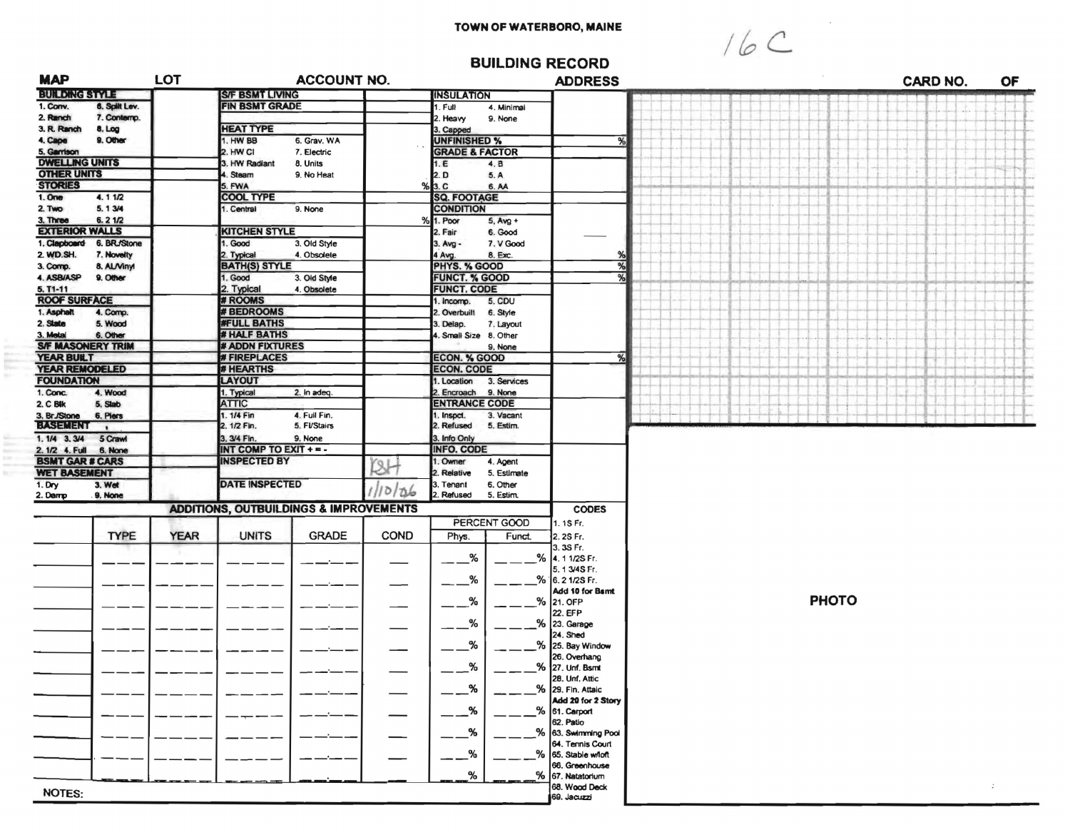# TOWN OF WATERBORO, MAINE

16C

## BUILDING RECORD

| MAP | LOT | ACCOUNT NO. | ADDRESS | CARD NO. | OF |
|---|---|---|---|---|---|
| | | | | | |

| | | | | | | | |
|---|---|---|---|---|---|---|---|
| **BUILDING STYLE** 1. Conv. 2. Ranch 3. R. Ranch 4. Cape 5. Garrison 6. Split Lev. 7. Contemp. 8. Log 9. Other | | **S/F BSMT LIVING** | | **INSULATION** 1. Full 2. Heavy 3. Capped 4. Minimal 9. None | | | |
| **DWELLING UNITS** | | **FIN BSMT GRADE** | | | | | |
| **OTHER UNITS** | | **HEAT TYPE** 1. HW BB 2. HW Cl 3. HW Radiant 4. Steam 5. FWA 6. Grav. WA 7. Electric 8. Units 9. No Heat | % | **UNFINISHED %** | | % | |
| **STORIES** 1. One 2. Two 3. Three 4. 1 1/2 5. 1 3/4 6. 2 1/2 | | **COOL TYPE** 1. Central 9. None | % | **GRADE & FACTOR** 1. E 2. D 3. C 4. B 5. A 6. AA | | | |
| **EXTERIOR WALLS** 1. Clapboard 2. WD.SH. 3. Comp. 4. ASB/ASP 5. T1-11 6. BR./Stone 7. Novelty 8. AL/Vinyl 9. Other | | **KITCHEN STYLE** 1. Good 2. Typical 3. Old Style 4. Obsolete | | **SQ. FOOTAGE** | | | |
| **ROOF SURFACE** 1. Asphalt 2. Slate 3. Metal 4. Comp. 5. Wood 6. Other | | **BATH(S) STYLE** 1. Good 2. Typical 3. Old Style 4. Obsolete | | **CONDITION** 1. Poor 2. Fair 3. Avg - 4 Avg. 5. Avg + 6. Good 7. V Good 8. Exc. | | | |
| **S/F MASONERY TRIM** | | **# ROOMS** | | **PHYS. % GOOD** | | % | |
| **YEAR BUILT** | | **# BEDROOMS** | | **FUNCT. % GOOD** | | % | |
| **YEAR REMODELED** | | **#FULL BATHS** | | **FUNCT. CODE** 1. Incomp. 2. Overbuilt 3. Delap. 4. Small Size 5. CDU 6. Style 7. Layout 8. Other 9. None | | | |
| **FOUNDATION** 1. Conc. 2. C Blk 3. Br./Stone 4. Wood 5. Slab 6. Piers | | **# HALF BATHS** | | **ECON. % GOOD** | | % | |
| **BASEMENT** 1. 1/4 2. 1/2 3. 3/4 4. Full 5 Crawl 6. None | | **# ADDN FIXTURES** | | **ECON. CODE** 1. Location 2. Encroach 3. Services 9. None | | | |
| **BSMT GAR # CARS** | | **# FIREPLACES** | | **ENTRANCE CODE** 1. Inspct. 2. Refused 3. Info Only 3. Vacant 5. Estim. | | | |
| **WET BASEMENT** 1. Dry 2. Damp 3. Wet 9. None | | **# HEARTHS** | | **INFO. CODE** 1. Owner 2. Relative 3. Tenant 2. Refused 4. Agent 5. Estimate 6. Other 5. Estim. | | | |
| | | **LAYOUT** 1. Typical 2. In adeq. | | | | | |
| | | **ATTIC** 1. 1/4 Fin 2. 1/2 Fin. 3. 3/4 Fin. 4. Full Fin. 5. Fl/Stairs 9. None | | | | | |
| | | **INT COMP TO EXIT + = -** | | | | | |
| | | **INSPECTED BY** | KSH | | | | |
| | | **DATE INSPECTED** | 1/10/06 | | | | |

### ADDITIONS, OUTBUILDINGS & IMPROVEMENTS

| | TYPE | YEAR | UNITS | GRADE | COND | PERCENT GOOD Phys. | Funct. |
|---|---|---|---|---|---|---|---|
| | | | | | | % | % |
| | | | | | | % | % |
| | | | | | | % | % |
| | | | | | | % | % |
| | | | | | | % | % |
| | | | | | | % | % |
| | | | | | | % | % |
| | | | | | | % | % |
| | | | | | | % | % |
| | | | | | | % | % |
| | | | | | | % | % |

**CODES**
1. 1S Fr.
2. 2S Fr.
3. 3S Fr.
4. 1 1/2S Fr.
5. 1 3/4S Fr.
6. 2 1/2S Fr.

Add 10 for Bsmt
21. OFP
22. EFP
23. Garage
24. Shed
25. Bay Window
26. Overhang
27. Unf. Bsmt
28. Unf. Attic
29. Fin. Attaic

Add 20 for 2 Story
61. Carport
62. Patio
63. Swimming Pool
64. Tennis Court
65. Stable w/loft
66. Greenhouse
67. Natatorium
68. Wood Deck
69. Jacuzzi

NOTES:

PHOTO